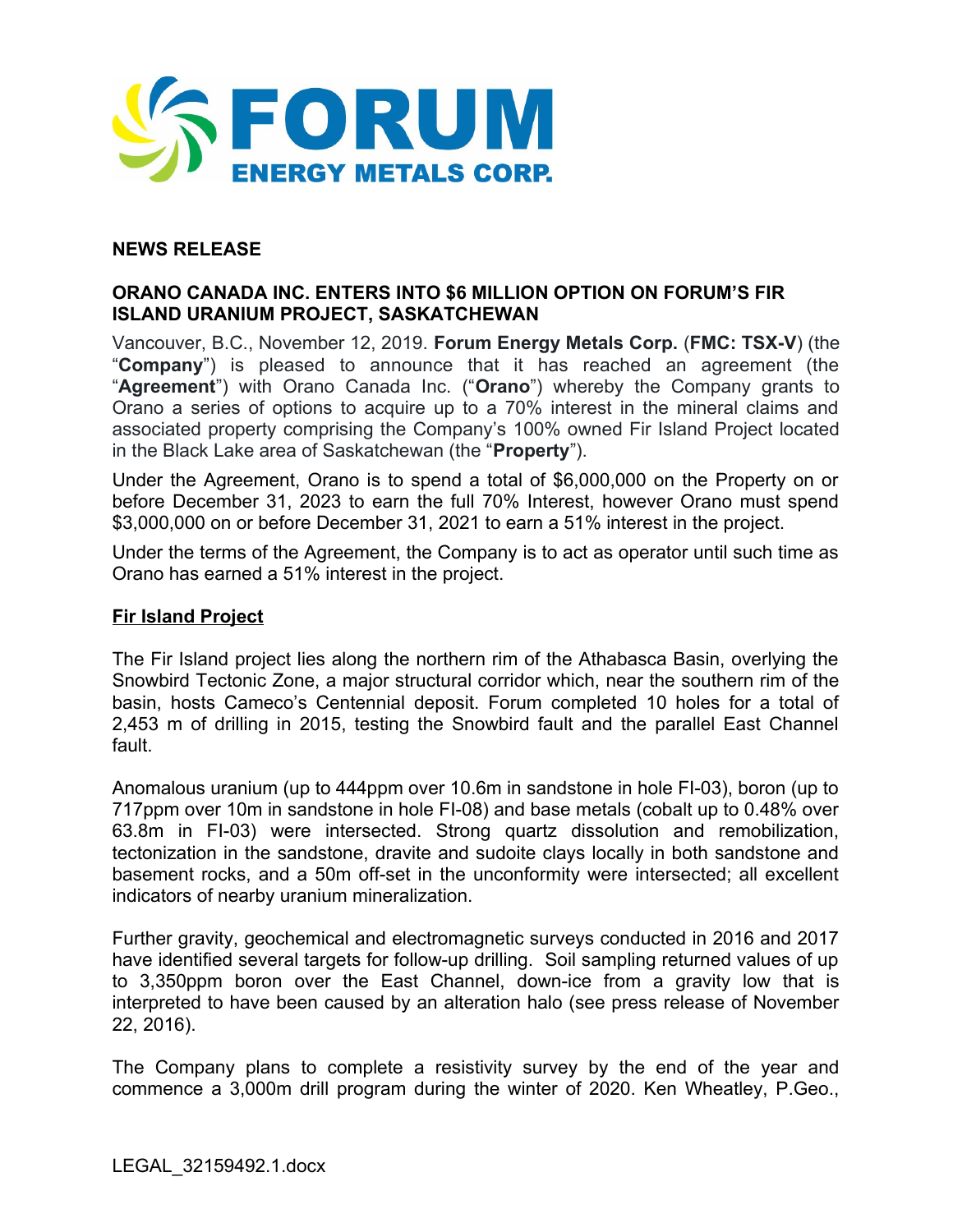**FORUM ENERGY METALS CORP.**

**NEWS RELEASE**

**ORANO CANADA INC. ENTERS INTO $6 MILLION OPTION ON FORUM'S FIR ISLAND URANIUM PROJECT, SASKATCHEWAN**

Vancouver, B.C., November 12, 2019. **Forum Energy Metals Corp.** (**FMC: TSX-V**) (the "**Company**") is pleased to announce that it has reached an agreement (the "**Agreement**") with Orano Canada Inc. ("**Orano**") whereby the Company grants to Orano a series of options to acquire up to a 70% interest in the mineral claims and associated property comprising the Company's 100% owned Fir Island Project located in the Black Lake area of Saskatchewan (the "**Property**").

Under the Agreement, Orano is to spend a total of $6,000,000 on the Property on or before December 31, 2023 to earn the full 70% Interest, however Orano must spend $3,000,000 on or before December 31, 2021 to earn a 51% interest in the project.

Under the terms of the Agreement, the Company is to act as operator until such time as Orano has earned a 51% interest in the project.

**Fir Island Project**

The Fir Island project lies along the northern rim of the Athabasca Basin, overlying the Snowbird Tectonic Zone, a major structural corridor which, near the southern rim of the basin, hosts Cameco's Centennial deposit. Forum completed 10 holes for a total of 2,453 m of drilling in 2015, testing the Snowbird fault and the parallel East Channel fault.

Anomalous uranium (up to 444ppm over 10.6m in sandstone in hole FI-03), boron (up to 717ppm over 10m in sandstone in hole FI-08) and base metals (cobalt up to 0.48% over 63.8m in FI-03) were intersected. Strong quartz dissolution and remobilization, tectonization in the sandstone, dravite and sudoite clays locally in both sandstone and basement rocks, and a 50m off-set in the unconformity were intersected; all excellent indicators of nearby uranium mineralization.

Further gravity, geochemical and electromagnetic surveys conducted in 2016 and 2017 have identified several targets for follow-up drilling. Soil sampling returned values of up to 3,350ppm boron over the East Channel, down-ice from a gravity low that is interpreted to have been caused by an alteration halo (see press release of November 22, 2016).

The Company plans to complete a resistivity survey by the end of the year and commence a 3,000m drill program during the winter of 2020. Ken Wheatley, P.Geo.,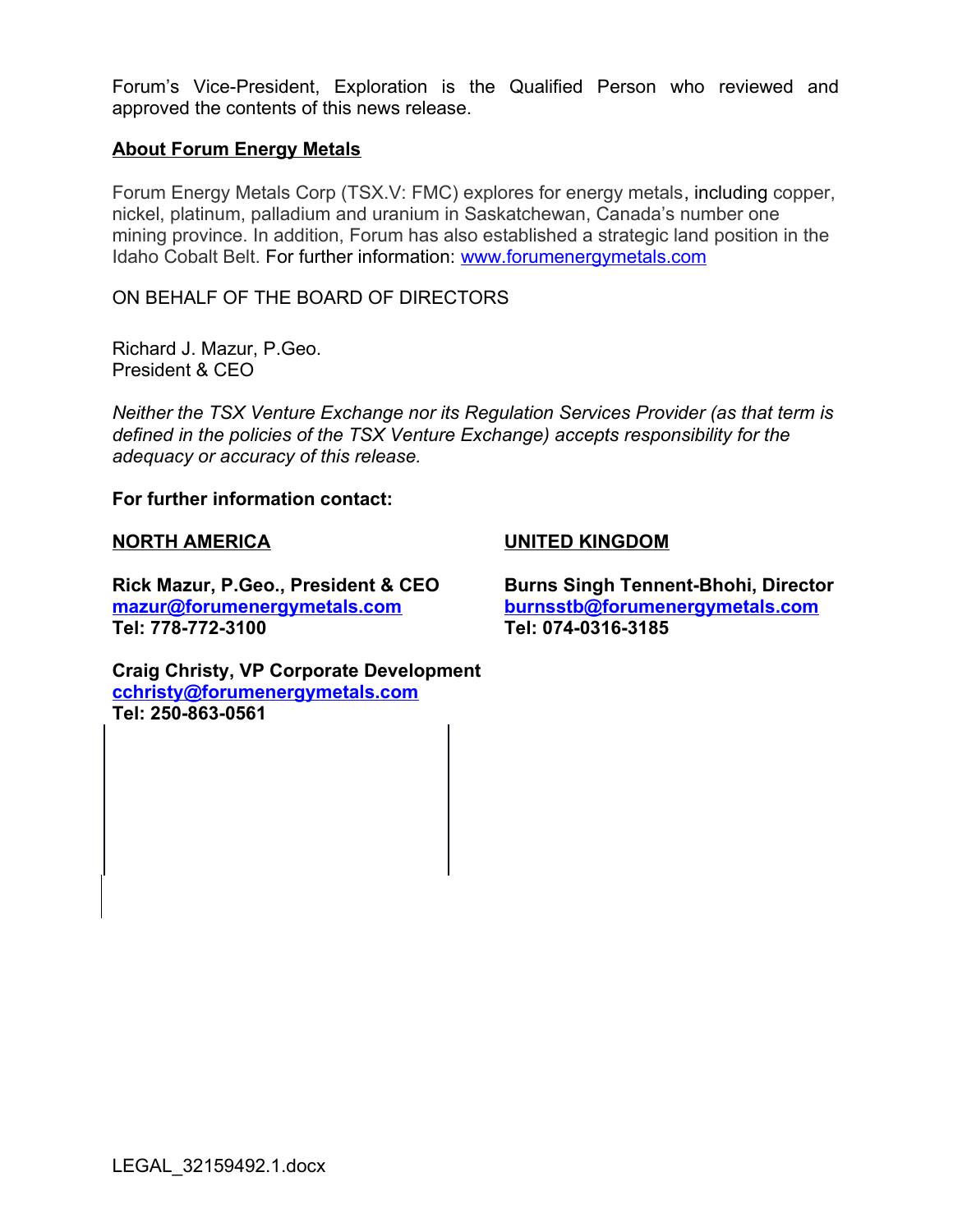Forum's Vice-President, Exploration is the Qualified Person who reviewed and approved the contents of this news release.

## About Forum Energy Metals

Forum Energy Metals Corp (TSX.V: FMC) explores for energy metals, including copper, nickel, platinum, palladium and uranium in Saskatchewan, Canada's number one mining province. In addition, Forum has also established a strategic land position in the Idaho Cobalt Belt. For further information: www.forumenergymetals.com

ON BEHALF OF THE BOARD OF DIRECTORS

Richard J. Mazur, P.Geo.
President & CEO

*Neither the TSX Venture Exchange nor its Regulation Services Provider (as that term is defined in the policies of the TSX Venture Exchange) accepts responsibility for the adequacy or accuracy of this release.*

**For further information contact:**

**NORTH AMERICA**

**Rick Mazur, P.Geo., President & CEO**
**mazur@forumenergymetals.com**
**Tel: 778-772-3100**

**Craig Christy, VP Corporate Development**
**cchristy@forumenergymetals.com**
**Tel: 250-863-0561**

**UNITED KINGDOM**

**Burns Singh Tennent-Bhohi, Director**
**burnsstb@forumenergymetals.com**
**Tel: 074-0316-3185**

LEGAL_32159492.1.docx